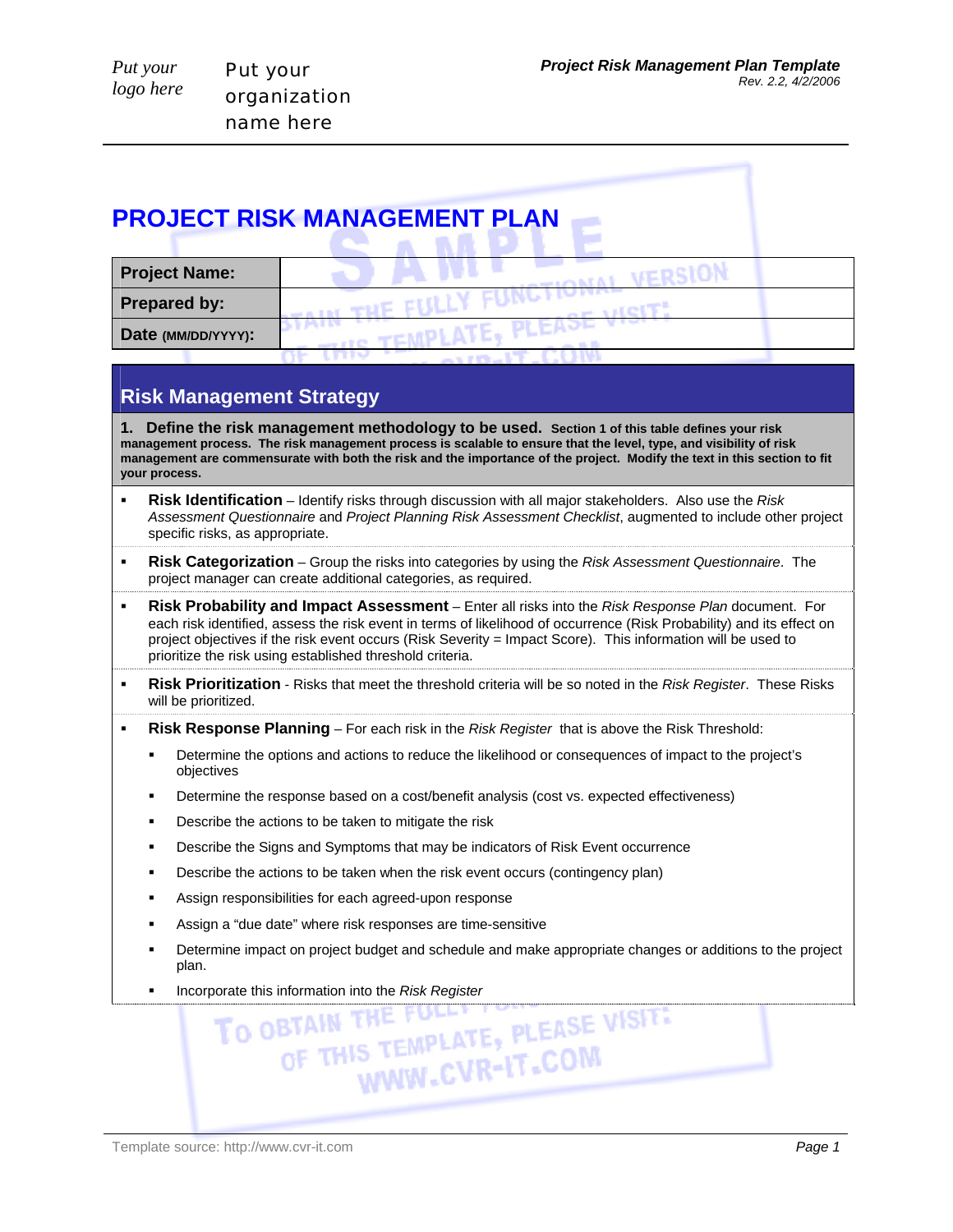Put your logo here

Put your organization name here

**Project Risk Management Plan Template**
Rev. 2.2, 4/2/2006

# PROJECT RISK MANAGEMENT PLAN

| **Project Name:** | |
|---|---|
| **Prepared by:** | |
| **Date (MM/DD/YYYY):** | |

## Risk Management Strategy

**1. Define the risk management methodology to be used. Section 1 of this table defines your risk management process. The risk management process is scalable to ensure that the level, type, and visibility of risk management are commensurate with both the risk and the importance of the project. Modify the text in this section to fit your process.**

- **Risk Identification** – Identify risks through discussion with all major stakeholders. Also use the *Risk Assessment Questionnaire* and *Project Planning Risk Assessment Checklist*, augmented to include other project specific risks, as appropriate.
- **Risk Categorization** – Group the risks into categories by using the *Risk Assessment Questionnaire*. The project manager can create additional categories, as required.
- **Risk Probability and Impact Assessment** – Enter all risks into the *Risk Response Plan* document. For each risk identified, assess the risk event in terms of likelihood of occurrence (Risk Probability) and its effect on project objectives if the risk event occurs (Risk Severity = Impact Score). This information will be used to prioritize the risk using established threshold criteria.
- **Risk Prioritization** - Risks that meet the threshold criteria will be so noted in the *Risk Register*. These Risks will be prioritized.
- **Risk Response Planning** – For each risk in the *Risk Register* that is above the Risk Threshold:
  - Determine the options and actions to reduce the likelihood or consequences of impact to the project's objectives
  - Determine the response based on a cost/benefit analysis (cost vs. expected effectiveness)
  - Describe the actions to be taken to mitigate the risk
  - Describe the Signs and Symptoms that may be indicators of Risk Event occurrence
  - Describe the actions to be taken when the risk event occurs (contingency plan)
  - Assign responsibilities for each agreed-upon response
  - Assign a "due date" where risk responses are time-sensitive
  - Determine impact on project budget and schedule and make appropriate changes or additions to the project plan.
  - Incorporate this information into the *Risk Register*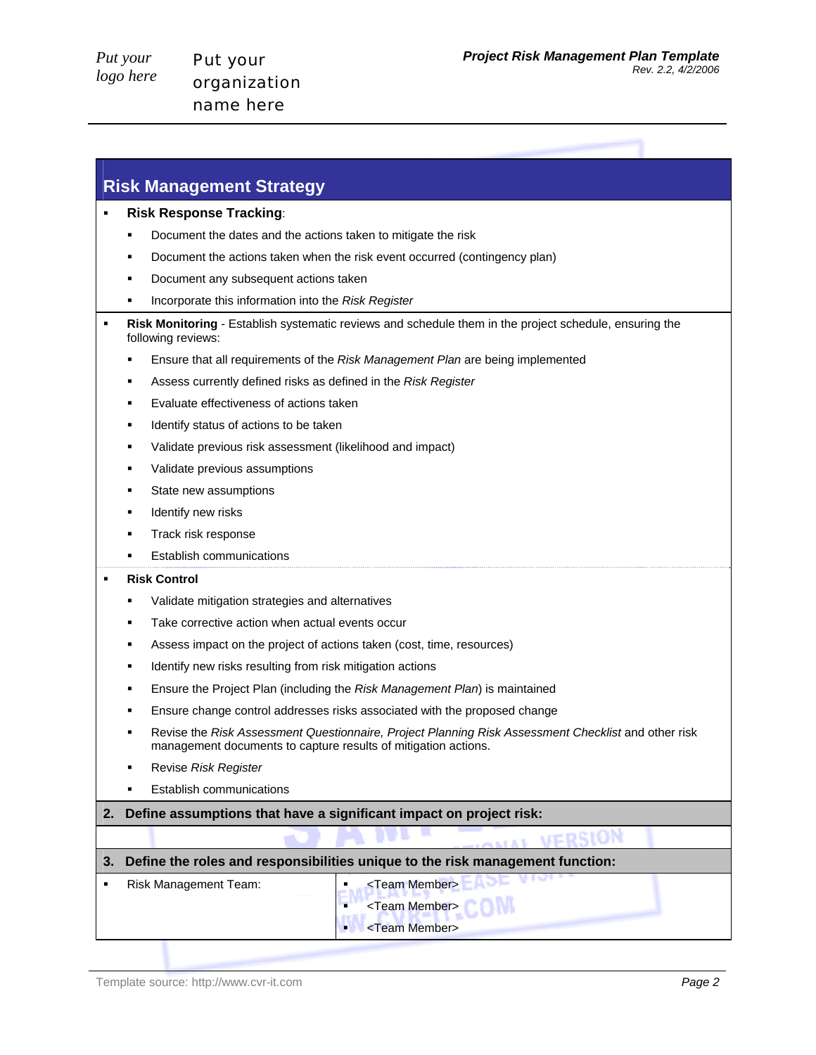## Risk Management Strategy

- **Risk Response Tracking**:
  - Document the dates and the actions taken to mitigate the risk
  - Document the actions taken when the risk event occurred (contingency plan)
  - Document any subsequent actions taken
  - Incorporate this information into the *Risk Register*
- **Risk Monitoring** - Establish systematic reviews and schedule them in the project schedule, ensuring the following reviews:
  - Ensure that all requirements of the *Risk Management Plan* are being implemented
  - Assess currently defined risks as defined in the *Risk Register*
  - Evaluate effectiveness of actions taken
  - Identify status of actions to be taken
  - Validate previous risk assessment (likelihood and impact)
  - Validate previous assumptions
  - State new assumptions
  - Identify new risks
  - Track risk response
  - Establish communications
- **Risk Control**
  - Validate mitigation strategies and alternatives
  - Take corrective action when actual events occur
  - Assess impact on the project of actions taken (cost, time, resources)
  - Identify new risks resulting from risk mitigation actions
  - Ensure the Project Plan (including the *Risk Management Plan*) is maintained
  - Ensure change control addresses risks associated with the proposed change
  - Revise the *Risk Assessment Questionnaire, Project Planning Risk Assessment Checklist* and other risk management documents to capture results of mitigation actions.
  - Revise *Risk Register*
  - Establish communications

### 2. Define assumptions that have a significant impact on project risk:

### 3. Define the roles and responsibilities unique to the risk management function:

| Role | Members |
|---|---|
| Risk Management Team: | <Team Member><br><Team Member><br><Team Member> |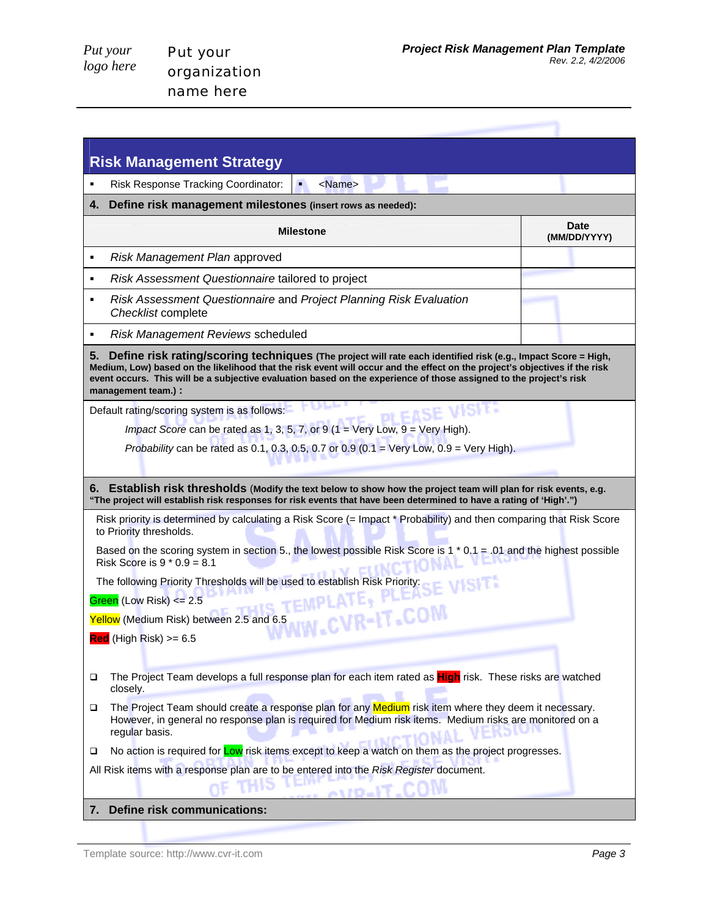## Risk Management Strategy

- Risk Response Tracking Coordinator: ▪ <Name>

**4. Define risk management milestones** **(insert rows as needed):**

| Milestone | Date (MM/DD/YYYY) |
|---|---|
| ▪ *Risk Management Plan* approved | |
| ▪ *Risk Assessment Questionnaire* tailored to project | |
| ▪ *Risk Assessment Questionnaire* and *Project Planning Risk Evaluation Checklist* complete | |
| ▪ *Risk Management Reviews* scheduled | |

**5. Define risk rating/scoring techniques** **(The project will rate each identified risk (e.g., Impact Score = High, Medium, Low) based on the likelihood that the risk event will occur and the effect on the project's objectives if the risk event occurs. This will be a subjective evaluation based on the experience of those assigned to the project's risk management team.) :**

Default rating/scoring system is as follows:

*Impact Score* can be rated as 1, 3, 5, 7, or 9 (1 = Very Low, 9 = Very High).

*Probability* can be rated as 0.1, 0.3, 0.5, 0.7 or 0.9 (0.1 = Very Low, 0.9 = Very High).

**6. Establish risk thresholds** (**Modify the text below to show how the project team will plan for risk events, e.g. "The project will establish risk responses for risk events that have been determined to have a rating of 'High'."**)

Risk priority is determined by calculating a Risk Score (= Impact * Probability) and then comparing that Risk Score to Priority thresholds.

Based on the scoring system in section 5., the lowest possible Risk Score is 1 * 0.1 = .01 and the highest possible Risk Score is 9 * 0.9 = 8.1

The following Priority Thresholds will be used to establish Risk Priority:

Green (Low Risk) <= 2.5

Yellow (Medium Risk) between 2.5 and 6.5

Red (High Risk) >= 6.5

- ❑ The Project Team develops a full response plan for each item rated as High risk. These risks are watched closely.
- ❑ The Project Team should create a response plan for any Medium risk item where they deem it necessary. However, in general no response plan is required for Medium risk items. Medium risks are monitored on a regular basis.
- ❑ No action is required for Low risk items except to keep a watch on them as the project progresses.

All Risk items with a response plan are to be entered into the *Risk Register* document.

**7. Define risk communications:**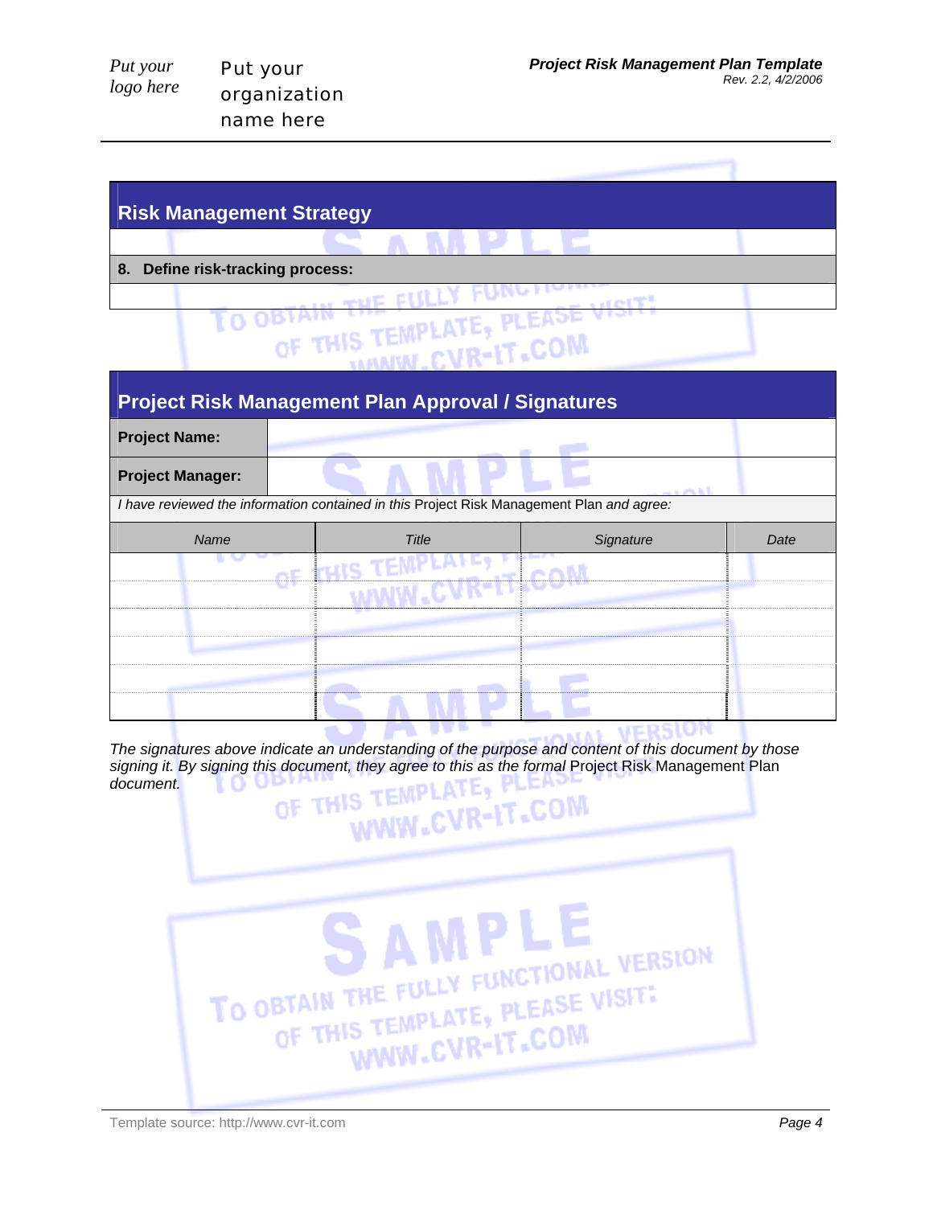## Risk Management Strategy

**8. Define risk-tracking process:**

## Project Risk Management Plan Approval / Signatures

| | |
|---|---|
| **Project Name:** | |
| **Project Manager:** | |

*I have reviewed the information contained in this* Project Risk Management Plan *and agree:*

| *Name* | *Title* | *Signature* | *Date* |
|---|---|---|---|
| | | | |
| | | | |
| | | | |
| | | | |
| | | | |
| | | | |

*The signatures above indicate an understanding of the purpose and content of this document by those signing it. By signing this document, they agree to this as the formal* Project Risk Management Plan *document.*